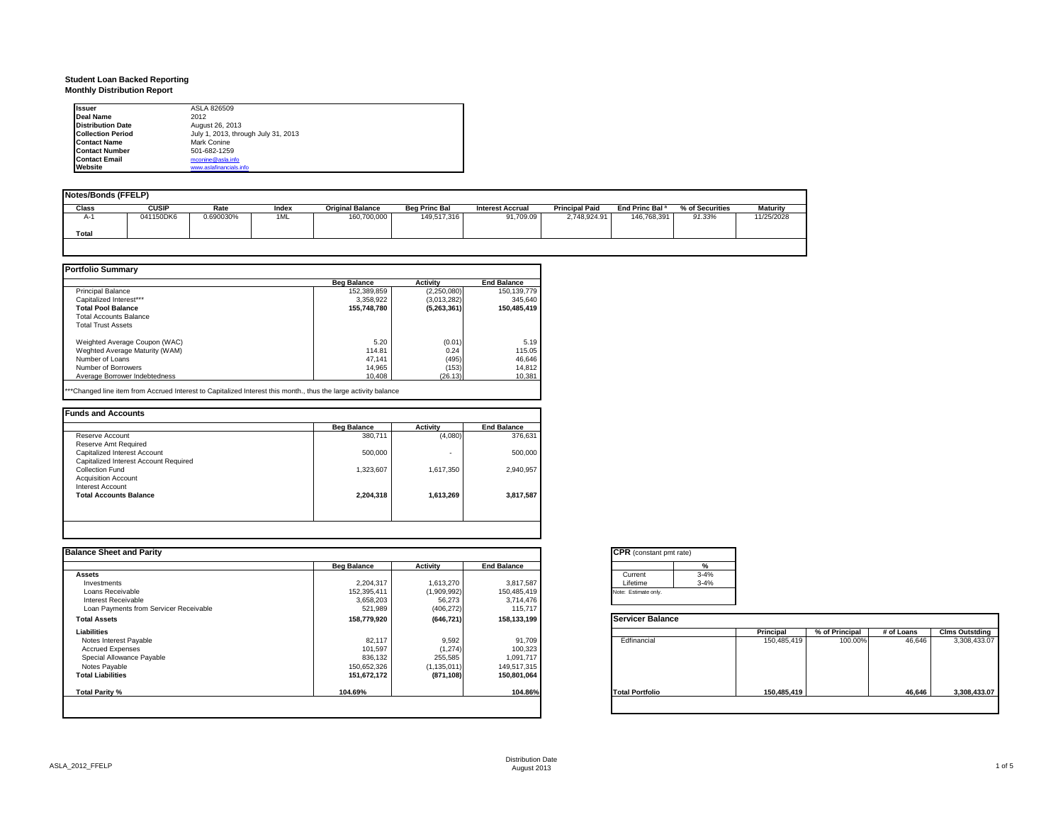**Student Loan Backed Reporting**
**Monthly Distribution Report**

| | |
|---|---|
| **Issuer** | ASLA 826509 |
| **Deal Name** | 2012 |
| **Distribution Date** | August 26, 2013 |
| **Collection Period** | July 1, 2013, through July 31, 2013 |
| **Contact Name** | Mark Conine |
| **Contact Number** | 501-682-1259 |
| **Contact Email** | mconine@asla.info |
| **Website** | www.aslafinancials.info |

**Notes/Bonds (FFELP)**

| Class | CUSIP | Rate | Index | Original Balance | Beg Princ Bal | Interest Accrual | Principal Paid | End Princ Bal a | % of Securities | Maturity |
|---|---|---|---|---|---|---|---|---|---|---|
| A-1 | 041150DK6 | 0.690030% | 1ML | 160,700,000 | 149,517,316 | 91,709.09 | 2,748,924.91 | 146,768,391 | 91.33% | 11/25/2028 |
| **Total** | | | | | | | | | | |

**Portfolio Summary**

| | Beg Balance | Activity | End Balance |
|---|---|---|---|
| Principal Balance | 152,389,859 | (2,250,080) | 150,139,779 |
| Capitalized Interest*** | 3,358,922 | (3,013,282) | 345,640 |
| **Total Pool Balance** | **155,748,780** | **(5,263,361)** | **150,485,419** |
| Total Accounts Balance | | | |
| Total Trust Assets | | | |
| | | | |
| Weighted Average Coupon (WAC) | 5.20 | (0.01) | 5.19 |
| Weghted Average Maturity (WAM) | 114.81 | 0.24 | 115.05 |
| Number of Loans | 47,141 | (495) | 46,646 |
| Number of Borrowers | 14,965 | (153) | 14,812 |
| Average Borrower Indebtedness | 10,408 | (26.13) | 10,381 |

***Changed line item from Accrued Interest to Capitalized Interest this month., thus the large activity balance

**Funds and Accounts**

| | Beg Balance | Activity | End Balance |
|---|---|---|---|
| Reserve Account | 380,711 | (4,080) | 376,631 |
| Reserve Amt Required | | | |
| Capitalized Interest Account | 500,000 | - | 500,000 |
| Capitalized Interest Account Required | | | |
| Collection Fund | 1,323,607 | 1,617,350 | 2,940,957 |
| Acquisition Account | | | |
| Interest Account | | | |
| **Total Accounts Balance** | **2,204,318** | **1,613,269** | **3,817,587** |

**Balance Sheet and Parity**

| | Beg Balance | Activity | End Balance |
|---|---|---|---|
| **Assets** | | | |
| Investments | 2,204,317 | 1,613,270 | 3,817,587 |
| Loans Receivable | 152,395,411 | (1,909,992) | 150,485,419 |
| Interest Receivable | 3,658,203 | 56,273 | 3,714,476 |
| Loan Payments from Servicer Receivable | 521,989 | (406,272) | 115,717 |
| **Total Assets** | **158,779,920** | **(646,721)** | **158,133,199** |
| **Liabilities** | | | |
| Notes Interest Payable | 82,117 | 9,592 | 91,709 |
| Accrued Expenses | 101,597 | (1,274) | 100,323 |
| Special Allowance Payable | 836,132 | 255,585 | 1,091,717 |
| Notes Payable | 150,652,326 | (1,135,011) | 149,517,315 |
| **Total Liabilities** | **151,672,172** | **(871,108)** | **150,801,064** |
| | | | |
| **Total Parity %** | **104.69%** | | **104.86%** |

**CPR** (constant pmt rate)

| | % |
|---|---|
| Current | 3-4% |
| Lifetime | 3-4% |

Note: Estimate only.

**Servicer Balance**

| | Principal | % of Principal | # of Loans | Clms Outstding |
|---|---|---|---|---|
| Edfinancial | 150,485,419 | 100.00% | 46,646 | 3,308,433.07 |
| **Total Portfolio** | **150,485,419** | | **46,646** | **3,308,433.07** |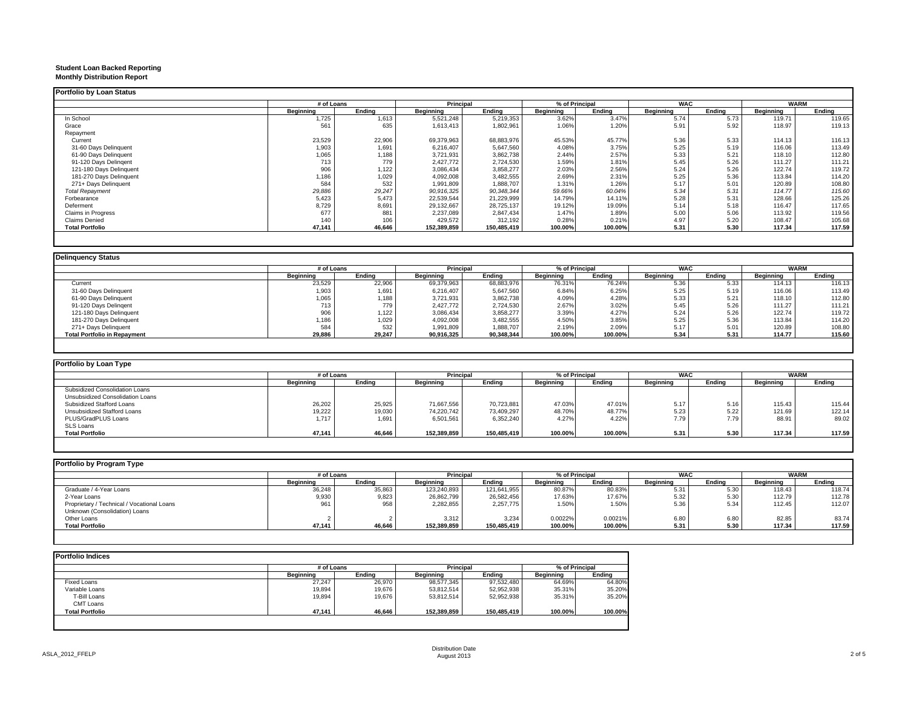**Student Loan Backed Reporting**
**Monthly Distribution Report**

### Portfolio by Loan Status

| | # of Loans | | Principal | | % of Principal | | WAC | | WARM | |
|---|---|---|---|---|---|---|---|---|---|---|
| | Beginning | Ending | Beginning | Ending | Beginning | Ending | Beginning | Ending | Beginning | Ending |
| In School | 1,725 | 1,613 | 5,521,248 | 5,219,353 | 3.62% | 3.47% | 5.74 | 5.73 | 119.71 | 119.65 |
| Grace | 561 | 635 | 1,613,413 | 1,802,961 | 1.06% | 1.20% | 5.91 | 5.92 | 118.97 | 119.13 |
| Repayment | | | | | | | | | | |
| Current | 23,529 | 22,906 | 69,379,963 | 68,883,976 | 45.53% | 45.77% | 5.36 | 5.33 | 114.13 | 116.13 |
| 31-60 Days Delinquent | 1,903 | 1,691 | 6,216,407 | 5,647,560 | 4.08% | 3.75% | 5.25 | 5.19 | 116.06 | 113.49 |
| 61-90 Days Delinquent | 1,065 | 1,188 | 3,721,931 | 3,862,738 | 2.44% | 2.57% | 5.33 | 5.21 | 118.10 | 112.80 |
| 91-120 Days Delingent | 713 | 779 | 2,427,772 | 2,724,530 | 1.59% | 1.81% | 5.45 | 5.26 | 111.27 | 111.21 |
| 121-180 Days Delinquent | 906 | 1,122 | 3,086,434 | 3,858,277 | 2.03% | 2.56% | 5.24 | 5.26 | 122.74 | 119.72 |
| 181-270 Days Delinquent | 1,186 | 1,029 | 4,092,008 | 3,482,555 | 2.69% | 2.31% | 5.25 | 5.36 | 113.84 | 114.20 |
| 271+ Days Delinquent | 584 | 532 | 1,991,809 | 1,888,707 | 1.31% | 1.26% | 5.17 | 5.01 | 120.89 | 108.80 |
| *Total Repayment* | *29,886* | *29,247* | *90,916,325* | *90,348,344* | *59.66%* | *60.04%* | *5.34* | *5.31* | *114.77* | *115.60* |
| Forbearance | 5,423 | 5,473 | 22,539,544 | 21,229,999 | 14.79% | 14.11% | 5.28 | 5.31 | 128.66 | 125.26 |
| Deferment | 8,729 | 8,691 | 29,132,667 | 28,725,137 | 19.12% | 19.09% | 5.14 | 5.18 | 116.47 | 117.65 |
| Claims in Progress | 677 | 881 | 2,237,089 | 2,847,434 | 1.47% | 1.89% | 5.00 | 5.06 | 113.92 | 119.56 |
| Claims Denied | 140 | 106 | 429,572 | 312,192 | 0.28% | 0.21% | 4.97 | 5.20 | 108.47 | 105.68 |
| **Total Portfolio** | **47,141** | **46,646** | **152,389,859** | **150,485,419** | **100.00%** | **100.00%** | **5.31** | **5.30** | **117.34** | **117.59** |

### Delinquency Status

| | # of Loans | | Principal | | % of Principal | | WAC | | WARM | |
|---|---|---|---|---|---|---|---|---|---|---|
| | Beginning | Ending | Beginning | Ending | Beginning | Ending | Beginning | Ending | Beginning | Ending |
| Current | 23,529 | 22,906 | 69,379,963 | 68,883,976 | 76.31% | 76.24% | 5.36 | 5.33 | 114.13 | 116.13 |
| 31-60 Days Delinquent | 1,903 | 1,691 | 6,216,407 | 5,647,560 | 6.84% | 6.25% | 5.25 | 5.19 | 116.06 | 113.49 |
| 61-90 Days Delinquent | 1,065 | 1,188 | 3,721,931 | 3,862,738 | 4.09% | 4.28% | 5.33 | 5.21 | 118.10 | 112.80 |
| 91-120 Days Delingent | 713 | 779 | 2,427,772 | 2,724,530 | 2.67% | 3.02% | 5.45 | 5.26 | 111.27 | 111.21 |
| 121-180 Days Delinquent | 906 | 1,122 | 3,086,434 | 3,858,277 | 3.39% | 4.27% | 5.24 | 5.26 | 122.74 | 119.72 |
| 181-270 Days Delinquent | 1,186 | 1,029 | 4,092,008 | 3,482,555 | 4.50% | 3.85% | 5.25 | 5.36 | 113.84 | 114.20 |
| 271+ Days Delinquent | 584 | 532 | 1,991,809 | 1,888,707 | 2.19% | 2.09% | 5.17 | 5.01 | 120.89 | 108.80 |
| **Total Portfolio in Repayment** | **29,886** | **29,247** | **90,916,325** | **90,348,344** | **100.00%** | **100.00%** | **5.34** | **5.31** | **114.77** | **115.60** |

### Portfolio by Loan Type

| | # of Loans | | Principal | | % of Principal | | WAC | | WARM | |
|---|---|---|---|---|---|---|---|---|---|---|
| | Beginning | Ending | Beginning | Ending | Beginning | Ending | Beginning | Ending | Beginning | Ending |
| Subsidized Consolidation Loans | | | | | | | | | | |
| Unsubsidized Consolidation Loans | | | | | | | | | | |
| Subsidized Stafford Loans | 26,202 | 25,925 | 71,667,556 | 70,723,881 | 47.03% | 47.01% | 5.17 | 5.16 | 115.43 | 115.44 |
| Unsubsidized Stafford Loans | 19,222 | 19,030 | 74,220,742 | 73,409,297 | 48.70% | 48.77% | 5.23 | 5.22 | 121.69 | 122.14 |
| PLUS/GradPLUS Loans | 1,717 | 1,691 | 6,501,561 | 6,352,240 | 4.27% | 4.22% | 7.79 | 7.79 | 88.91 | 89.02 |
| SLS Loans | | | | | | | | | | |
| **Total Portfolio** | **47,141** | **46,646** | **152,389,859** | **150,485,419** | **100.00%** | **100.00%** | **5.31** | **5.30** | **117.34** | **117.59** |

### Portfolio by Program Type

| | # of Loans | | Principal | | % of Principal | | WAC | | WARM | |
|---|---|---|---|---|---|---|---|---|---|---|
| | Beginning | Ending | Beginning | Ending | Beginning | Ending | Beginning | Ending | Beginning | Ending |
| Graduate / 4-Year Loans | 36,248 | 35,863 | 123,240,893 | 121,641,955 | 80.87% | 80.83% | 5.31 | 5.30 | 118.43 | 118.74 |
| 2-Year Loans | 9,930 | 9,823 | 26,862,799 | 26,582,456 | 17.63% | 17.67% | 5.32 | 5.30 | 112.79 | 112.78 |
| Proprietary / Technical / Vocational Loans | 961 | 958 | 2,282,855 | 2,257,775 | 1.50% | 1.50% | 5.36 | 5.34 | 112.45 | 112.07 |
| Unknown (Consolidation) Loans | | | | | | | | | | |
| Other Loans | 2 | 2 | 3,312 | 3,234 | 0.0022% | 0.0021% | 6.80 | 6.80 | 82.85 | 83.74 |
| **Total Portfolio** | **47,141** | **46,646** | **152,389,859** | **150,485,419** | **100.00%** | **100.00%** | **5.31** | **5.30** | **117.34** | **117.59** |

### Portfolio Indices

| | # of Loans | | Principal | | % of Principal | |
|---|---|---|---|---|---|---|
| | Beginning | Ending | Beginning | Ending | Beginning | Ending |
| Fixed Loans | 27,247 | 26,970 | 98,577,345 | 97,532,480 | 64.69% | 64.80% |
| Variable Loans | 19,894 | 19,676 | 53,812,514 | 52,952,938 | 35.31% | 35.20% |
| T-Bill Loans | 19,894 | 19,676 | 53,812,514 | 52,952,938 | 35.31% | 35.20% |
| CMT Loans | | | | | | |
| **Total Portfolio** | **47,141** | **46,646** | **152,389,859** | **150,485,419** | **100.00%** | **100.00%** |

ASLA_2012_FFELP

Distribution Date
August 2013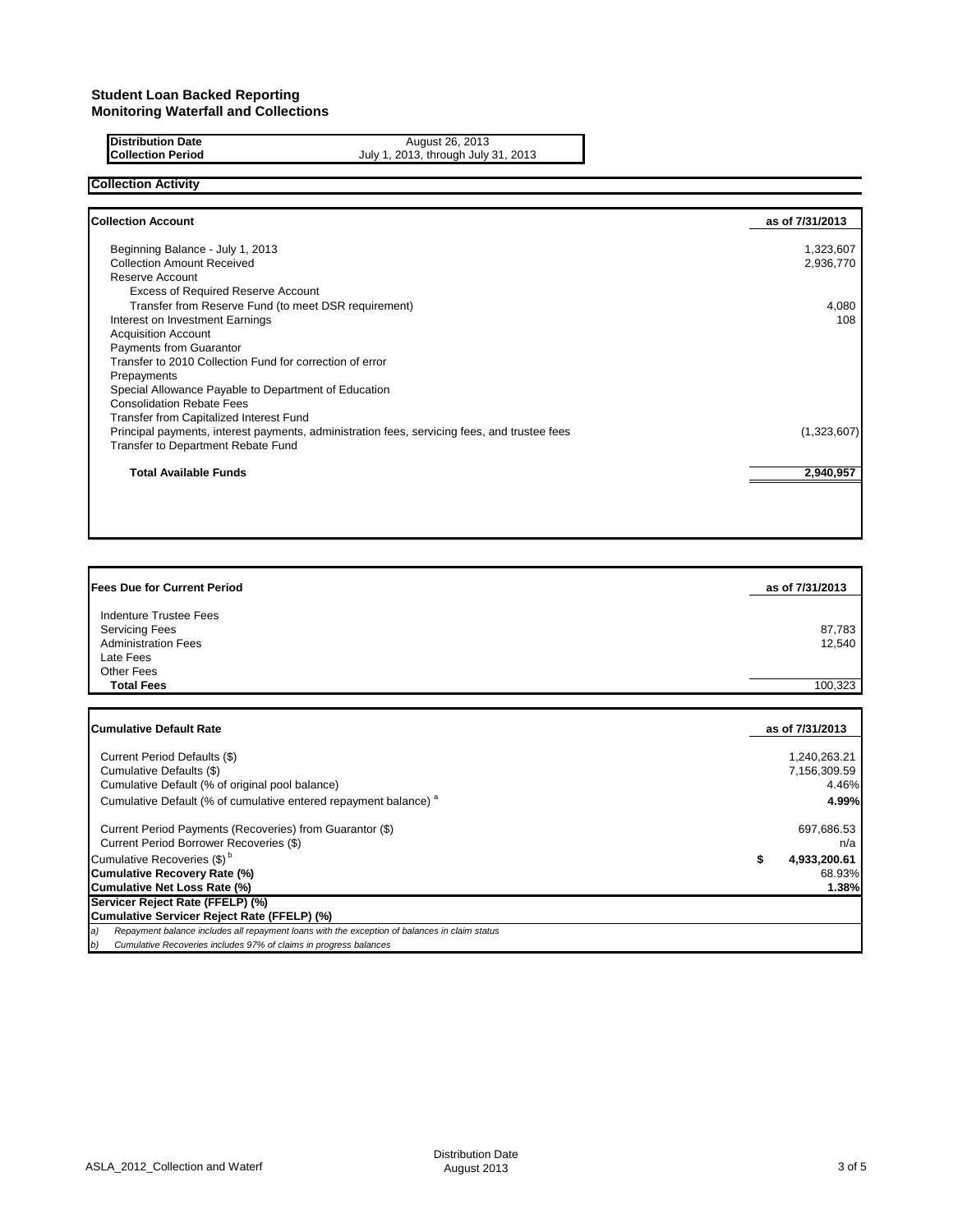**Student Loan Backed Reporting**
**Monitoring Waterfall and Collections**

| | |
|---|---|
| **Distribution Date** | August 26, 2013 |
| **Collection Period** | July 1, 2013, through July 31, 2013 |

## Collection Activity

| **Collection Account** | **as of 7/31/2013** |
|---|---|
| Beginning Balance - July 1, 2013 | 1,323,607 |
| Collection Amount Received | 2,936,770 |
| Reserve Account | |
| Excess of Required Reserve Account | |
| Transfer from Reserve Fund (to meet DSR requirement) | 4,080 |
| Interest on Investment Earnings | 108 |
| Acquisition Account | |
| Payments from Guarantor | |
| Transfer to 2010 Collection Fund for correction of error | |
| Prepayments | |
| Special Allowance Payable to Department of Education | |
| Consolidation Rebate Fees | |
| Transfer from Capitalized Interest Fund | |
| Principal payments, interest payments, administration fees, servicing fees, and trustee fees | (1,323,607) |
| Transfer to Department Rebate Fund | |
| **Total Available Funds** | **2,940,957** |

| **Fees Due for Current Period** | **as of 7/31/2013** |
|---|---|
| Indenture Trustee Fees | |
| Servicing Fees | 87,783 |
| Administration Fees | 12,540 |
| Late Fees | |
| Other Fees | |
| **Total Fees** | 100,323 |

| **Cumulative Default Rate** | **as of 7/31/2013** |
|---|---|
| Current Period Defaults ($) | 1,240,263.21 |
| Cumulative Defaults ($) | 7,156,309.59 |
| Cumulative Default (% of original pool balance) | 4.46% |
| Cumulative Default (% of cumulative entered repayment balance) [a] | **4.99%** |
| Current Period Payments (Recoveries) from Guarantor ($) | 697,686.53 |
| Current Period Borrower Recoveries ($) | n/a |
| Cumulative Recoveries ($) [b] | **$ 4,933,200.61** |
| **Cumulative Recovery Rate (%)** | 68.93% |
| **Cumulative Net Loss Rate (%)** | **1.38%** |
| **Servicer Reject Rate (FFELP) (%)** | |
| **Cumulative Servicer Reject Rate (FFELP) (%)** | |

*a) Repayment balance includes all repayment loans with the exception of balances in claim status*

*b) Cumulative Recoveries includes 97% of claims in progress balances*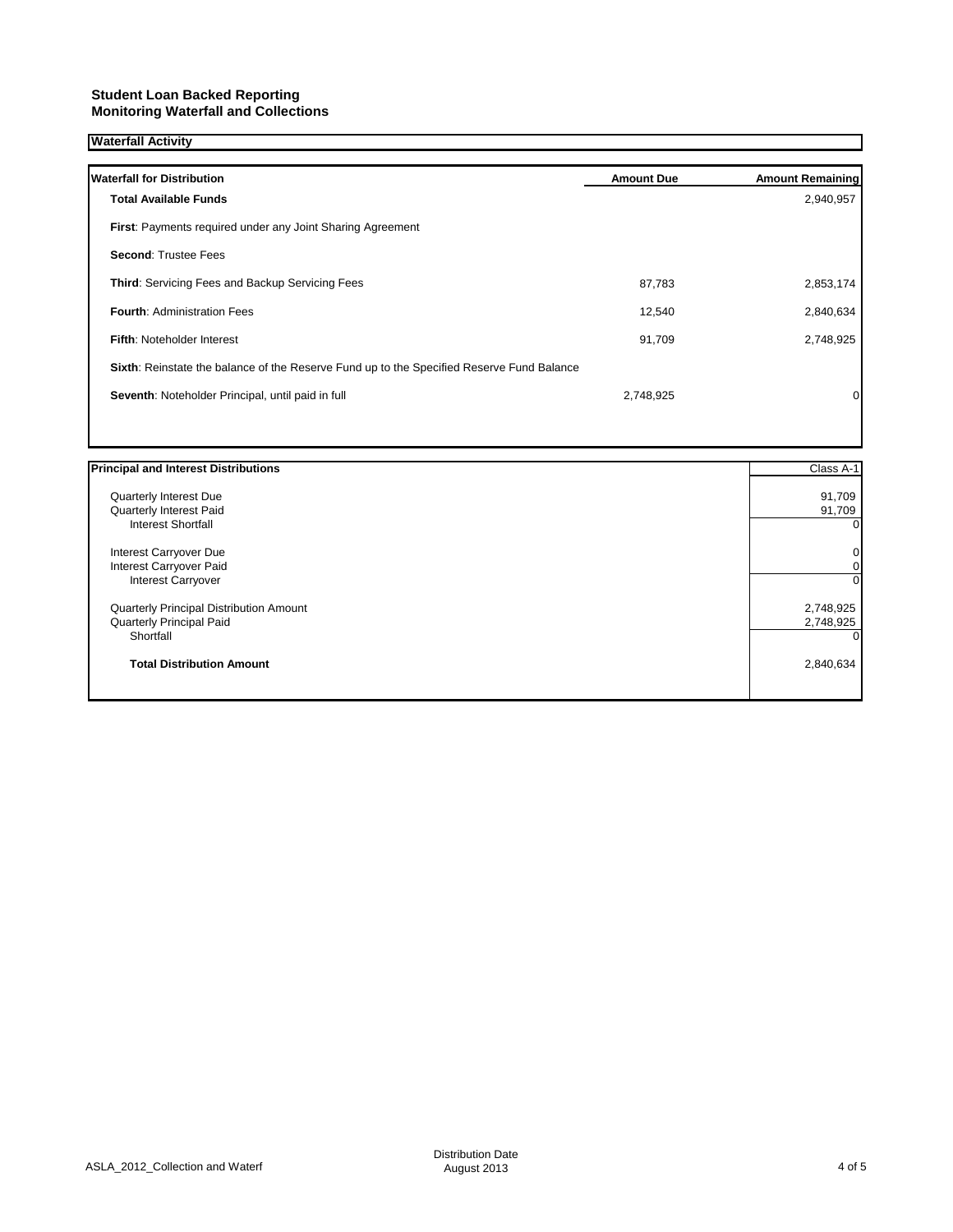**Student Loan Backed Reporting**
**Monitoring Waterfall and Collections**

## Waterfall Activity

| Waterfall for Distribution | Amount Due | Amount Remaining |
|---|---|---|
| **Total Available Funds** | | 2,940,957 |
| **First**: Payments required under any Joint Sharing Agreement | | |
| **Second**: Trustee Fees | | |
| **Third**: Servicing Fees and Backup Servicing Fees | 87,783 | 2,853,174 |
| **Fourth**: Administration Fees | 12,540 | 2,840,634 |
| **Fifth**: Noteholder Interest | 91,709 | 2,748,925 |
| **Sixth**: Reinstate the balance of the Reserve Fund up to the Specified Reserve Fund Balance | | |
| **Seventh**: Noteholder Principal, until paid in full | 2,748,925 | 0 |

| Principal and Interest Distributions | Class A-1 |
|---|---|
| Quarterly Interest Due | 91,709 |
| Quarterly Interest Paid | 91,709 |
| Interest Shortfall | 0 |
| Interest Carryover Due | 0 |
| Interest Carryover Paid | 0 |
| Interest Carryover | 0 |
| Quarterly Principal Distribution Amount | 2,748,925 |
| Quarterly Principal Paid | 2,748,925 |
| Shortfall | 0 |
| **Total Distribution Amount** | 2,840,634 |

ASLA_2012_Collection and Waterf

Distribution Date
August 2013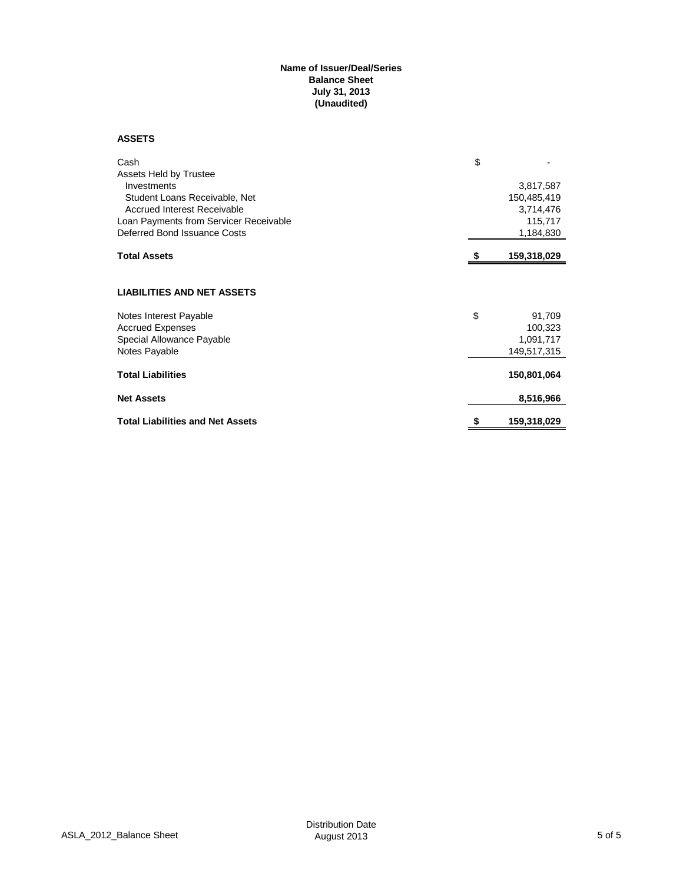**Name of Issuer/Deal/Series**
**Balance Sheet**
**July 31, 2013**
**(Unaudited)**

### ASSETS

| | | |
|---|---|---|
| Cash | $ | - |
| Assets Held by Trustee | | |
| Investments | | 3,817,587 |
| Student Loans Receivable, Net | | 150,485,419 |
| Accrued Interest Receivable | | 3,714,476 |
| Loan Payments from Servicer Receivable | | 115,717 |
| Deferred Bond Issuance Costs | | 1,184,830 |
| **Total Assets** | **$** | **159,318,029** |

### LIABILITIES AND NET ASSETS

| | | |
|---|---|---|
| Notes Interest Payable | $ | 91,709 |
| Accrued Expenses | | 100,323 |
| Special Allowance Payable | | 1,091,717 |
| Notes Payable | | 149,517,315 |
| **Total Liabilities** | | **150,801,064** |
| **Net Assets** | | **8,516,966** |
| **Total Liabilities and Net Assets** | **$** | **159,318,029** |

ASLA_2012_Balance Sheet

Distribution Date
August 2013